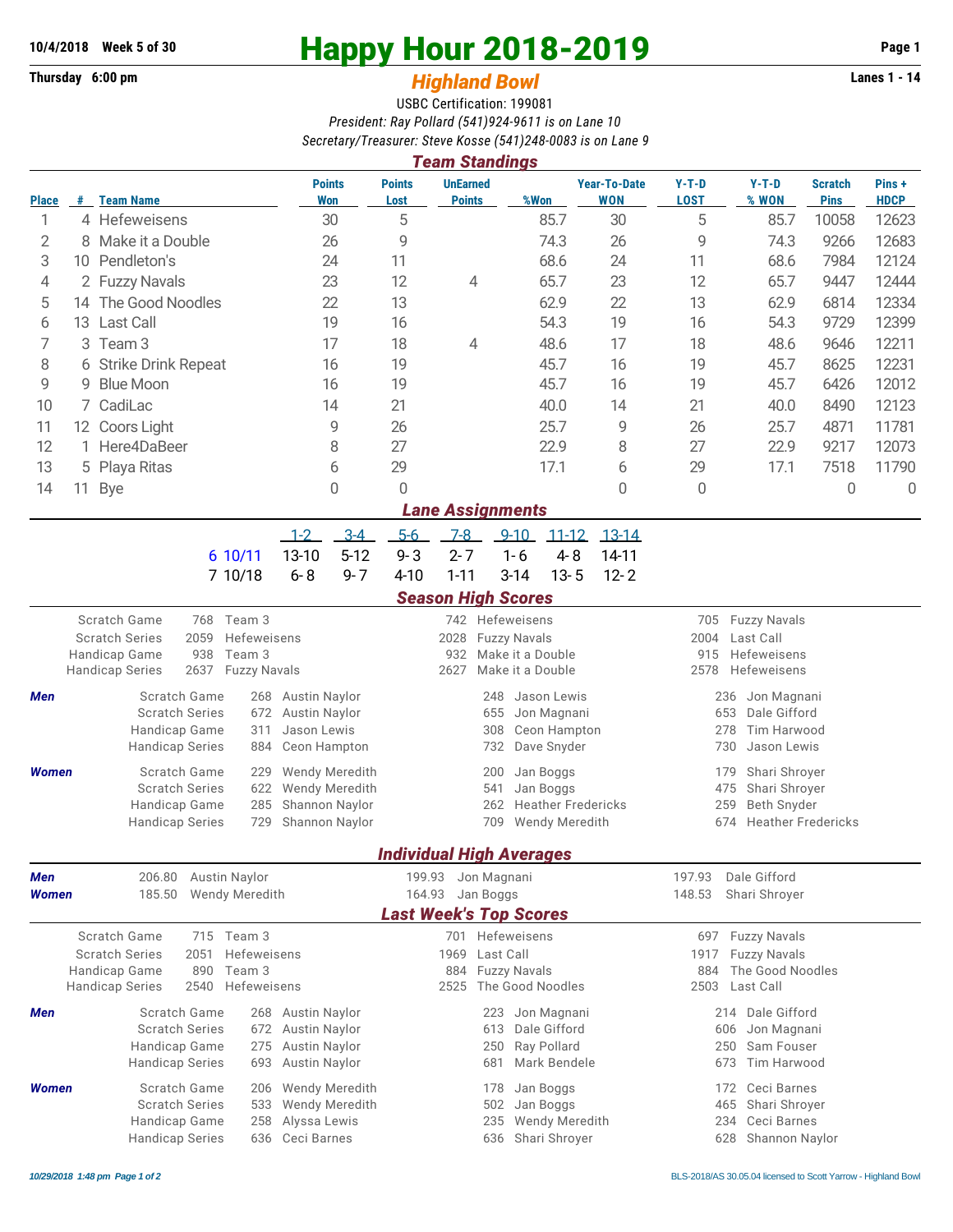10/4/2018 Week 5 of 30

Thursday 6:00 pm

# Happy Hour 2018-2019

## *Highland Bowl*

Lanes 1 - 14

USBC Certification: 199081

*President: Ray Pollard (541)924-9611 is on Lane 10*

*Secretary/Treasurer: Steve Kosse (541)248-0083 is on Lane 9*

## *Team Standings*

| Place | # | Team Name | Points Won | Points Lost | UnEarned Points | %Won | Year-To-Date WON | Y-T-D LOST | Y-T-D % WON | Scratch Pins | Pins + HDCP |
|---|---|---|---|---|---|---|---|---|---|---|---|
| 1 | 4 | Hefeweisens | 30 | 5 | | 85.7 | 30 | 5 | 85.7 | 10058 | 12623 |
| 2 | 8 | Make it a Double | 26 | 9 | | 74.3 | 26 | 9 | 74.3 | 9266 | 12683 |
| 3 | 10 | Pendleton's | 24 | 11 | | 68.6 | 24 | 11 | 68.6 | 7984 | 12124 |
| 4 | 2 | Fuzzy Navals | 23 | 12 | 4 | 65.7 | 23 | 12 | 65.7 | 9447 | 12444 |
| 5 | 14 | The Good Noodles | 22 | 13 | | 62.9 | 22 | 13 | 62.9 | 6814 | 12334 |
| 6 | 13 | Last Call | 19 | 16 | | 54.3 | 19 | 16 | 54.3 | 9729 | 12399 |
| 7 | 3 | Team 3 | 17 | 18 | 4 | 48.6 | 17 | 18 | 48.6 | 9646 | 12211 |
| 8 | 6 | Strike Drink Repeat | 16 | 19 | | 45.7 | 16 | 19 | 45.7 | 8625 | 12231 |
| 9 | 9 | Blue Moon | 16 | 19 | | 45.7 | 16 | 19 | 45.7 | 6426 | 12012 |
| 10 | 7 | CadiLac | 14 | 21 | | 40.0 | 14 | 21 | 40.0 | 8490 | 12123 |
| 11 | 12 | Coors Light | 9 | 26 | | 25.7 | 9 | 26 | 25.7 | 4871 | 11781 |
| 12 | 1 | Here4DaBeer | 8 | 27 | | 22.9 | 8 | 27 | 22.9 | 9217 | 12073 |
| 13 | 5 | Playa Ritas | 6 | 29 | | 17.1 | 6 | 29 | 17.1 | 7518 | 11790 |
| 14 | 11 | Bye | 0 | 0 | | | 0 | 0 | | 0 | 0 |

## *Lane Assignments*

| | 1-2 | 3-4 | 5-6 | 7-8 | 9-10 | 11-12 | 13-14 |
|---|---|---|---|---|---|---|---|
| 6 10/11 | 13-10 | 5-12 | 9- 3 | 2- 7 | 1- 6 | 4- 8 | 14-11 |
| 7 10/18 | 6- 8 | 9- 7 | 4-10 | 1-11 | 3-14 | 13- 5 | 12- 2 |

## *Season High Scores*

| | | | | | | |
|---|---|---|---|---|---|---|
| Scratch Game | 768 | Team 3 | 742 | Hefeweisens | 705 | Fuzzy Navals |
| Scratch Series | 2059 | Hefeweisens | 2028 | Fuzzy Navals | 2004 | Last Call |
| Handicap Game | 938 | Team 3 | 932 | Make it a Double | 915 | Hefeweisens |
| Handicap Series | 2637 | Fuzzy Navals | 2627 | Make it a Double | 2578 | Hefeweisens |

**Men**

| | | | | | | |
|---|---|---|---|---|---|---|
| Scratch Game | 268 | Austin Naylor | 248 | Jason Lewis | 236 | Jon Magnani |
| Scratch Series | 672 | Austin Naylor | 655 | Jon Magnani | 653 | Dale Gifford |
| Handicap Game | 311 | Jason Lewis | 308 | Ceon Hampton | 278 | Tim Harwood |
| Handicap Series | 884 | Ceon Hampton | 732 | Dave Snyder | 730 | Jason Lewis |

**Women**

| | | | | | | |
|---|---|---|---|---|---|---|
| Scratch Game | 229 | Wendy Meredith | 200 | Jan Boggs | 179 | Shari Shroyer |
| Scratch Series | 622 | Wendy Meredith | 541 | Jan Boggs | 475 | Shari Shroyer |
| Handicap Game | 285 | Shannon Naylor | 262 | Heather Fredericks | 259 | Beth Snyder |
| Handicap Series | 729 | Shannon Naylor | 709 | Wendy Meredith | 674 | Heather Fredericks |

## *Individual High Averages*

| | | | | | | |
|---|---|---|---|---|---|---|
| **Men** | 206.80 | Austin Naylor | 199.93 | Jon Magnani | 197.93 | Dale Gifford |
| **Women** | 185.50 | Wendy Meredith | 164.93 | Jan Boggs | 148.53 | Shari Shroyer |

## *Last Week's Top Scores*

| | | | | | | |
|---|---|---|---|---|---|---|
| Scratch Game | 715 | Team 3 | 701 | Hefeweisens | 697 | Fuzzy Navals |
| Scratch Series | 2051 | Hefeweisens | 1969 | Last Call | 1917 | Fuzzy Navals |
| Handicap Game | 890 | Team 3 | 884 | Fuzzy Navals | 884 | The Good Noodles |
| Handicap Series | 2540 | Hefeweisens | 2525 | The Good Noodles | 2503 | Last Call |

**Men**

| | | | | | | |
|---|---|---|---|---|---|---|
| Scratch Game | 268 | Austin Naylor | 223 | Jon Magnani | 214 | Dale Gifford |
| Scratch Series | 672 | Austin Naylor | 613 | Dale Gifford | 606 | Jon Magnani |
| Handicap Game | 275 | Austin Naylor | 250 | Ray Pollard | 250 | Sam Fouser |
| Handicap Series | 693 | Austin Naylor | 681 | Mark Bendele | 673 | Tim Harwood |

**Women**

| | | | | | | |
|---|---|---|---|---|---|---|
| Scratch Game | 206 | Wendy Meredith | 178 | Jan Boggs | 172 | Ceci Barnes |
| Scratch Series | 533 | Wendy Meredith | 502 | Jan Boggs | 465 | Shari Shroyer |
| Handicap Game | 258 | Alyssa Lewis | 235 | Wendy Meredith | 234 | Ceci Barnes |
| Handicap Series | 636 | Ceci Barnes | 636 | Shari Shroyer | 628 | Shannon Naylor |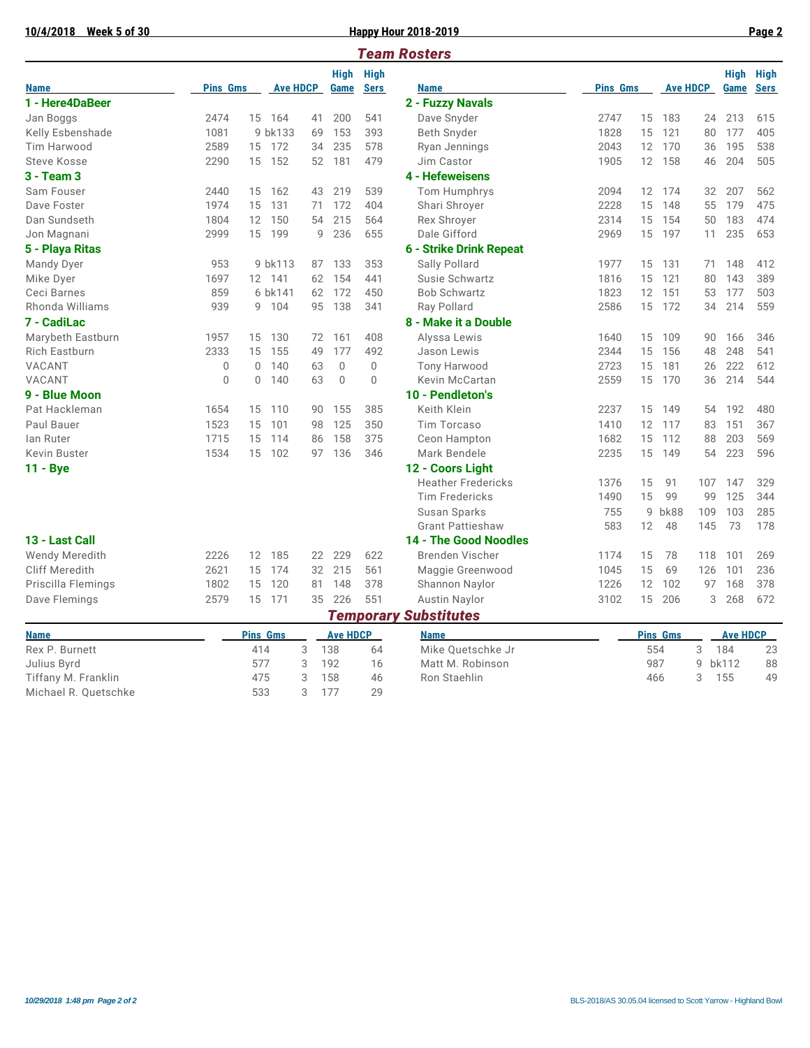## Team Rosters

| Name | Pins | Gms | Ave | HDCP | High Game | High Sers | Name | Pins | Gms | Ave | HDCP | High Game | High Sers |
|---|---|---|---|---|---|---|---|---|---|---|---|---|---|
| **1 - Here4DaBeer** | | | | | | | **2 - Fuzzy Navals** | | | | | | |
| Jan Boggs | 2474 | 15 | 164 | 41 | 200 | 541 | Dave Snyder | 2747 | 15 | 183 | 24 | 213 | 615 |
| Kelly Esbenshade | 1081 | 9 | bk133 | 69 | 153 | 393 | Beth Snyder | 1828 | 15 | 121 | 80 | 177 | 405 |
| Tim Harwood | 2589 | 15 | 172 | 34 | 235 | 578 | Ryan Jennings | 2043 | 12 | 170 | 36 | 195 | 538 |
| Steve Kosse | 2290 | 15 | 152 | 52 | 181 | 479 | Jim Castor | 1905 | 12 | 158 | 46 | 204 | 505 |
| **3 - Team 3** | | | | | | | **4 - Hefeweisens** | | | | | | |
| Sam Fouser | 2440 | 15 | 162 | 43 | 219 | 539 | Tom Humphrys | 2094 | 12 | 174 | 32 | 207 | 562 |
| Dave Foster | 1974 | 15 | 131 | 71 | 172 | 404 | Shari Shroyer | 2228 | 15 | 148 | 55 | 179 | 475 |
| Dan Sundseth | 1804 | 12 | 150 | 54 | 215 | 564 | Rex Shroyer | 2314 | 15 | 154 | 50 | 183 | 474 |
| Jon Magnani | 2999 | 15 | 199 | 9 | 236 | 655 | Dale Gifford | 2969 | 15 | 197 | 11 | 235 | 653 |
| **5 - Playa Ritas** | | | | | | | **6 - Strike Drink Repeat** | | | | | | |
| Mandy Dyer | 953 | 9 | bk113 | 87 | 133 | 353 | Sally Pollard | 1977 | 15 | 131 | 71 | 148 | 412 |
| Mike Dyer | 1697 | 12 | 141 | 62 | 154 | 441 | Susie Schwartz | 1816 | 15 | 121 | 80 | 143 | 389 |
| Ceci Barnes | 859 | 6 | bk141 | 62 | 172 | 450 | Bob Schwartz | 1823 | 12 | 151 | 53 | 177 | 503 |
| Rhonda Williams | 939 | 9 | 104 | 95 | 138 | 341 | Ray Pollard | 2586 | 15 | 172 | 34 | 214 | 559 |
| **7 - CadiLac** | | | | | | | **8 - Make it a Double** | | | | | | |
| Marybeth Eastburn | 1957 | 15 | 130 | 72 | 161 | 408 | Alyssa Lewis | 1640 | 15 | 109 | 90 | 166 | 346 |
| Rich Eastburn | 2333 | 15 | 155 | 49 | 177 | 492 | Jason Lewis | 2344 | 15 | 156 | 48 | 248 | 541 |
| VACANT | 0 | 0 | 140 | 63 | 0 | 0 | Tony Harwood | 2723 | 15 | 181 | 26 | 222 | 612 |
| VACANT | 0 | 0 | 140 | 63 | 0 | 0 | Kevin McCartan | 2559 | 15 | 170 | 36 | 214 | 544 |
| **9 - Blue Moon** | | | | | | | **10 - Pendleton's** | | | | | | |
| Pat Hackleman | 1654 | 15 | 110 | 90 | 155 | 385 | Keith Klein | 2237 | 15 | 149 | 54 | 192 | 480 |
| Paul Bauer | 1523 | 15 | 101 | 98 | 125 | 350 | Tim Torcaso | 1410 | 12 | 117 | 83 | 151 | 367 |
| Ian Ruter | 1715 | 15 | 114 | 86 | 158 | 375 | Ceon Hampton | 1682 | 15 | 112 | 88 | 203 | 569 |
| Kevin Buster | 1534 | 15 | 102 | 97 | 136 | 346 | Mark Bendele | 2235 | 15 | 149 | 54 | 223 | 596 |
| **11 - Bye** | | | | | | | **12 - Coors Light** | | | | | | |
| | | | | | | | Heather Fredericks | 1376 | 15 | 91 | 107 | 147 | 329 |
| | | | | | | | Tim Fredericks | 1490 | 15 | 99 | 99 | 125 | 344 |
| | | | | | | | Susan Sparks | 755 | 9 | bk88 | 109 | 103 | 285 |
| | | | | | | | Grant Pattieshaw | 583 | 12 | 48 | 145 | 73 | 178 |
| **13 - Last Call** | | | | | | | **14 - The Good Noodles** | | | | | | |
| Wendy Meredith | 2226 | 12 | 185 | 22 | 229 | 622 | Brenden Vischer | 1174 | 15 | 78 | 118 | 101 | 269 |
| Cliff Meredith | 2621 | 15 | 174 | 32 | 215 | 561 | Maggie Greenwood | 1045 | 15 | 69 | 126 | 101 | 236 |
| Priscilla Flemings | 1802 | 15 | 120 | 81 | 148 | 378 | Shannon Naylor | 1226 | 12 | 102 | 97 | 168 | 378 |
| Dave Flemings | 2579 | 15 | 171 | 35 | 226 | 551 | Austin Naylor | 3102 | 15 | 206 | 3 | 268 | 672 |

## Temporary Substitutes

| Name | Pins | Gms | Ave | HDCP | Name | Pins | Gms | Ave | HDCP |
|---|---|---|---|---|---|---|---|---|---|
| Rex P. Burnett | 414 | 3 | 138 | 64 | Mike Quetschke Jr | 554 | 3 | 184 | 23 |
| Julius Byrd | 577 | 3 | 192 | 16 | Matt M. Robinson | 987 | 9 | bk112 | 88 |
| Tiffany M. Franklin | 475 | 3 | 158 | 46 | Ron Staehlin | 466 | 3 | 155 | 49 |
| Michael R. Quetschke | 533 | 3 | 177 | 29 | | | | | |